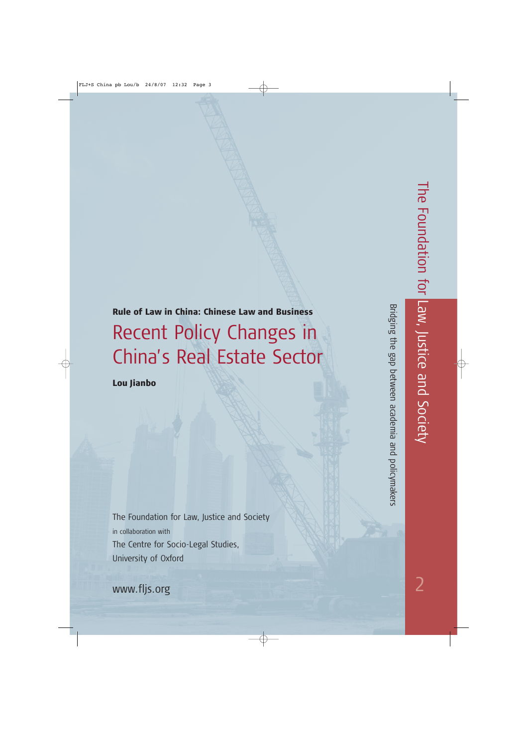**Rule of Law in China: Chinese Law and Business**

# Recent Policy Changes in China's Real Estate Sector

**Lou Jianbo**

The Foundation for Law, Justice and Society
in collaboration with
The Centre for Socio-Legal Studies,
University of Oxford

www.fljs.org

The Foundation for Law, Justice and Society

Bridging the gap between academia and policymakers

2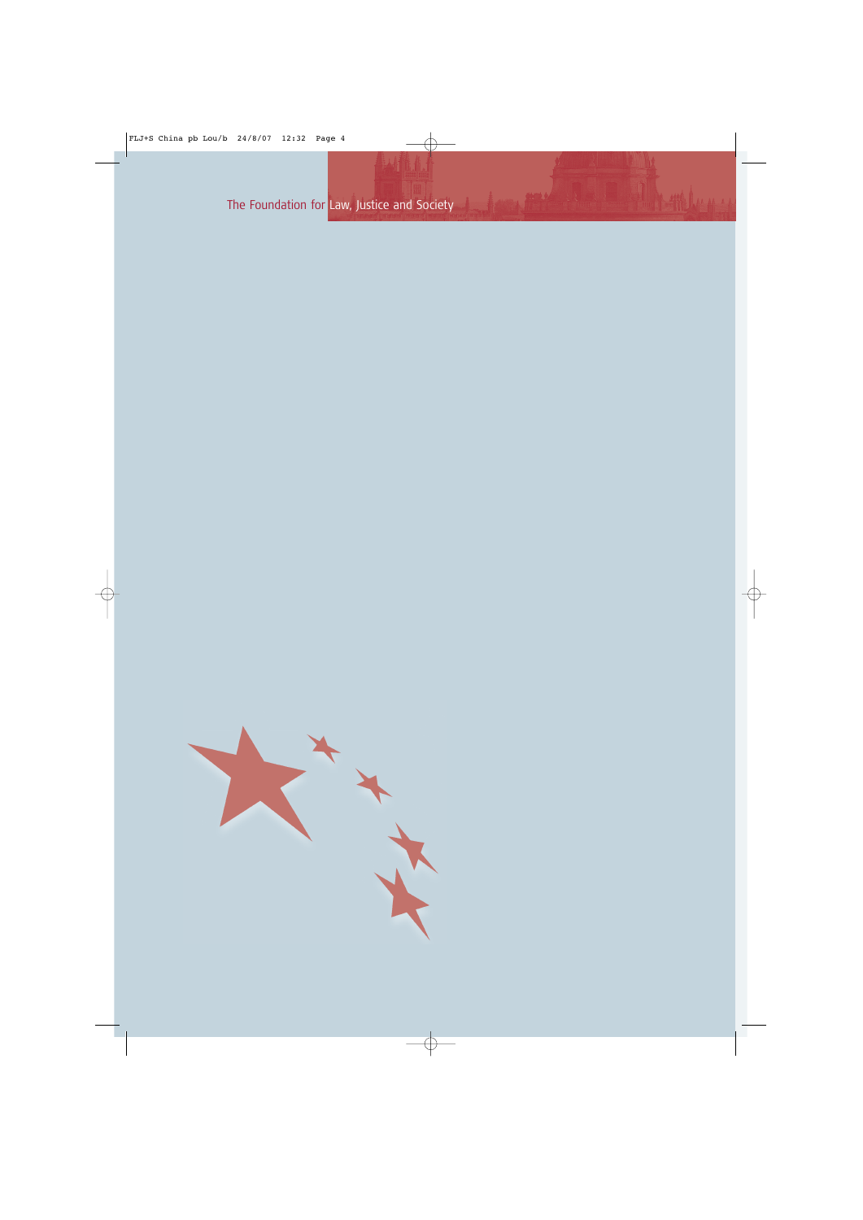The Foundation for Law, Justice and Society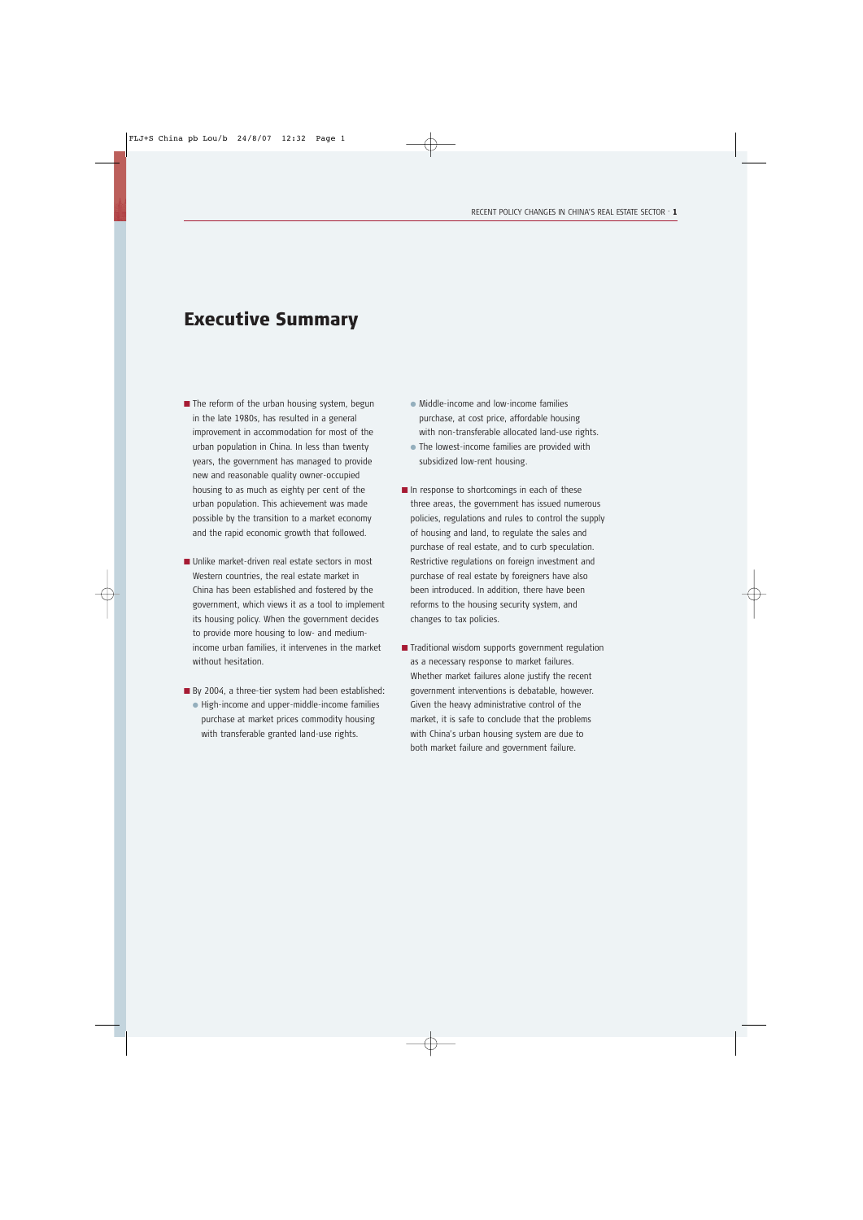# Executive Summary

- The reform of the urban housing system, begun in the late 1980s, has resulted in a general improvement in accommodation for most of the urban population in China. In less than twenty years, the government has managed to provide new and reasonable quality owner-occupied housing to as much as eighty per cent of the urban population. This achievement was made possible by the transition to a market economy and the rapid economic growth that followed.

- Unlike market-driven real estate sectors in most Western countries, the real estate market in China has been established and fostered by the government, which views it as a tool to implement its housing policy. When the government decides to provide more housing to low- and medium-income urban families, it intervenes in the market without hesitation.

- By 2004, a three-tier system had been established:
  - High-income and upper-middle-income families purchase at market prices commodity housing with transferable granted land-use rights.
  - Middle-income and low-income families purchase, at cost price, affordable housing with non-transferable allocated land-use rights.
  - The lowest-income families are provided with subsidized low-rent housing.

- In response to shortcomings in each of these three areas, the government has issued numerous policies, regulations and rules to control the supply of housing and land, to regulate the sales and purchase of real estate, and to curb speculation. Restrictive regulations on foreign investment and purchase of real estate by foreigners have also been introduced. In addition, there have been reforms to the housing security system, and changes to tax policies.

- Traditional wisdom supports government regulation as a necessary response to market failures. Whether market failures alone justify the recent government interventions is debatable, however. Given the heavy administrative control of the market, it is safe to conclude that the problems with China's urban housing system are due to both market failure and government failure.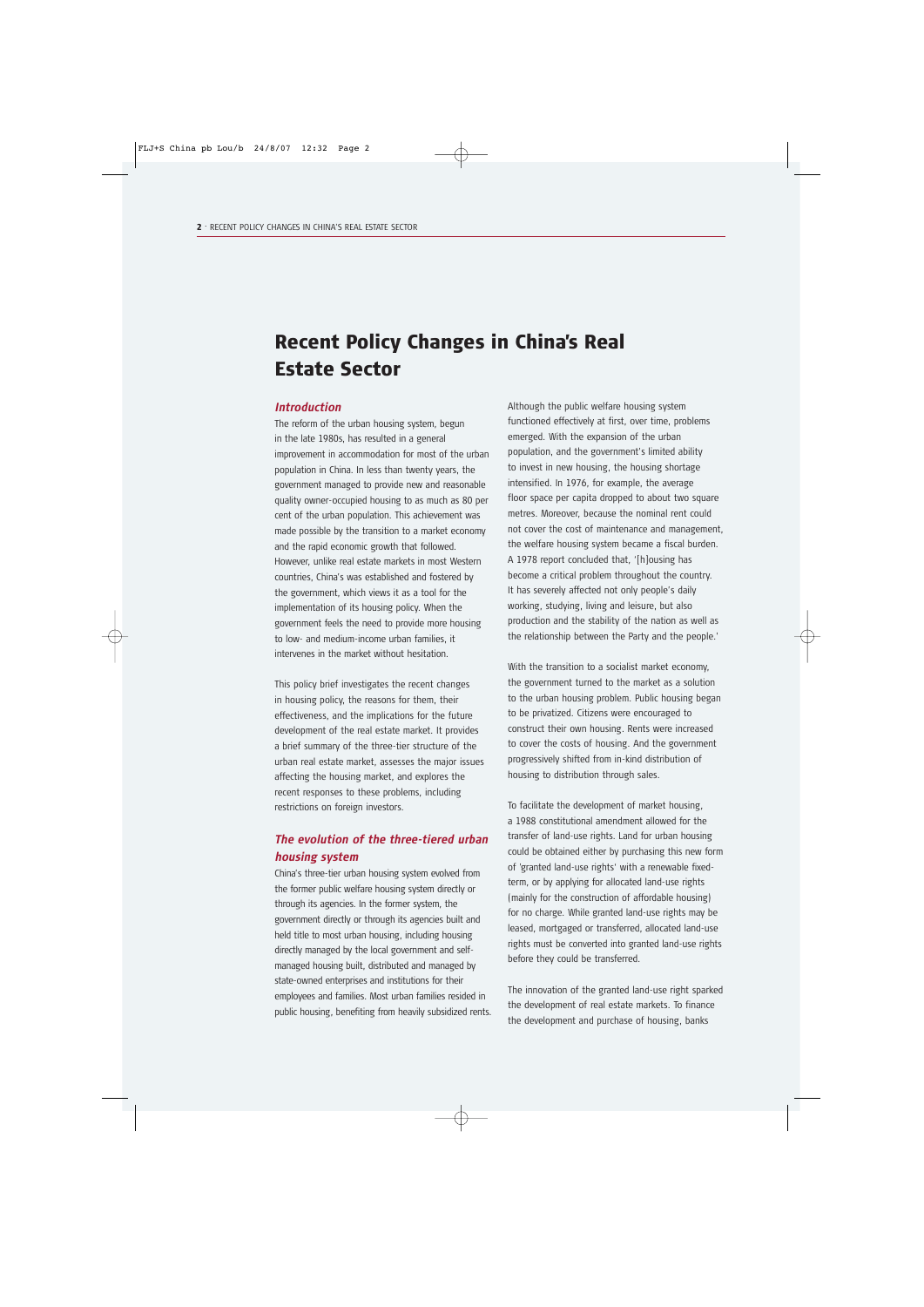# Recent Policy Changes in China's Real Estate Sector

## *Introduction*

The reform of the urban housing system, begun in the late 1980s, has resulted in a general improvement in accommodation for most of the urban population in China. In less than twenty years, the government managed to provide new and reasonable quality owner-occupied housing to as much as 80 per cent of the urban population. This achievement was made possible by the transition to a market economy and the rapid economic growth that followed. However, unlike real estate markets in most Western countries, China's was established and fostered by the government, which views it as a tool for the implementation of its housing policy. When the government feels the need to provide more housing to low- and medium-income urban families, it intervenes in the market without hesitation.

This policy brief investigates the recent changes in housing policy, the reasons for them, their effectiveness, and the implications for the future development of the real estate market. It provides a brief summary of the three-tier structure of the urban real estate market, assesses the major issues affecting the housing market, and explores the recent responses to these problems, including restrictions on foreign investors.

## *The evolution of the three-tiered urban housing system*

China's three-tier urban housing system evolved from the former public welfare housing system directly or through its agencies. In the former system, the government directly or through its agencies built and held title to most urban housing, including housing directly managed by the local government and self-managed housing built, distributed and managed by state-owned enterprises and institutions for their employees and families. Most urban families resided in public housing, benefiting from heavily subsidized rents.

Although the public welfare housing system functioned effectively at first, over time, problems emerged. With the expansion of the urban population, and the government's limited ability to invest in new housing, the housing shortage intensified. In 1976, for example, the average floor space per capita dropped to about two square metres. Moreover, because the nominal rent could not cover the cost of maintenance and management, the welfare housing system became a fiscal burden. A 1978 report concluded that, '[h]ousing has become a critical problem throughout the country. It has severely affected not only people's daily working, studying, living and leisure, but also production and the stability of the nation as well as the relationship between the Party and the people.'

With the transition to a socialist market economy, the government turned to the market as a solution to the urban housing problem. Public housing began to be privatized. Citizens were encouraged to construct their own housing. Rents were increased to cover the costs of housing. And the government progressively shifted from in-kind distribution of housing to distribution through sales.

To facilitate the development of market housing, a 1988 constitutional amendment allowed for the transfer of land-use rights. Land for urban housing could be obtained either by purchasing this new form of 'granted land-use rights' with a renewable fixed-term, or by applying for allocated land-use rights (mainly for the construction of affordable housing) for no charge. While granted land-use rights may be leased, mortgaged or transferred, allocated land-use rights must be converted into granted land-use rights before they could be transferred.

The innovation of the granted land-use right sparked the development of real estate markets. To finance the development and purchase of housing, banks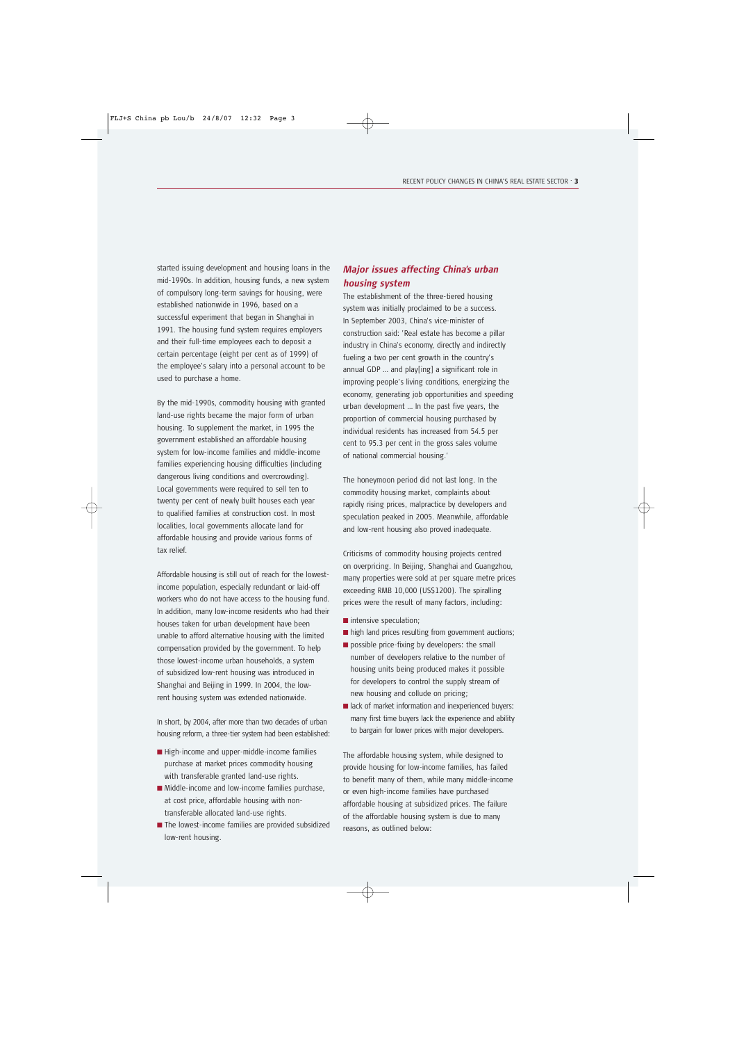started issuing development and housing loans in the mid-1990s. In addition, housing funds, a new system of compulsory long-term savings for housing, were established nationwide in 1996, based on a successful experiment that began in Shanghai in 1991. The housing fund system requires employers and their full-time employees each to deposit a certain percentage (eight per cent as of 1999) of the employee's salary into a personal account to be used to purchase a home.

By the mid-1990s, commodity housing with granted land-use rights became the major form of urban housing. To supplement the market, in 1995 the government established an affordable housing system for low-income families and middle-income families experiencing housing difficulties (including dangerous living conditions and overcrowding). Local governments were required to sell ten to twenty per cent of newly built houses each year to qualified families at construction cost. In most localities, local governments allocate land for affordable housing and provide various forms of tax relief.

Affordable housing is still out of reach for the lowest-income population, especially redundant or laid-off workers who do not have access to the housing fund. In addition, many low-income residents who had their houses taken for urban development have been unable to afford alternative housing with the limited compensation provided by the government. To help those lowest-income urban households, a system of subsidized low-rent housing was introduced in Shanghai and Beijing in 1999. In 2004, the low-rent housing system was extended nationwide.

In short, by 2004, after more than two decades of urban housing reform, a three-tier system had been established:

- High-income and upper-middle-income families purchase at market prices commodity housing with transferable granted land-use rights.
- Middle-income and low-income families purchase, at cost price, affordable housing with non-transferable allocated land-use rights.
- The lowest-income families are provided subsidized low-rent housing.

## *Major issues affecting China's urban housing system*

The establishment of the three-tiered housing system was initially proclaimed to be a success. In September 2003, China's vice-minister of construction said: 'Real estate has become a pillar industry in China's economy, directly and indirectly fueling a two per cent growth in the country's annual GDP … and play[ing] a significant role in improving people's living conditions, energizing the economy, generating job opportunities and speeding urban development … In the past five years, the proportion of commercial housing purchased by individual residents has increased from 54.5 per cent to 95.3 per cent in the gross sales volume of national commercial housing.'

The honeymoon period did not last long. In the commodity housing market, complaints about rapidly rising prices, malpractice by developers and speculation peaked in 2005. Meanwhile, affordable and low-rent housing also proved inadequate.

Criticisms of commodity housing projects centred on overpricing. In Beijing, Shanghai and Guangzhou, many properties were sold at per square metre prices exceeding RMB 10,000 (US$1200). The spiralling prices were the result of many factors, including:

- intensive speculation;
- high land prices resulting from government auctions;
- possible price-fixing by developers: the small number of developers relative to the number of housing units being produced makes it possible for developers to control the supply stream of new housing and collude on pricing;
- lack of market information and inexperienced buyers: many first time buyers lack the experience and ability to bargain for lower prices with major developers.

The affordable housing system, while designed to provide housing for low-income families, has failed to benefit many of them, while many middle-income or even high-income families have purchased affordable housing at subsidized prices. The failure of the affordable housing system is due to many reasons, as outlined below: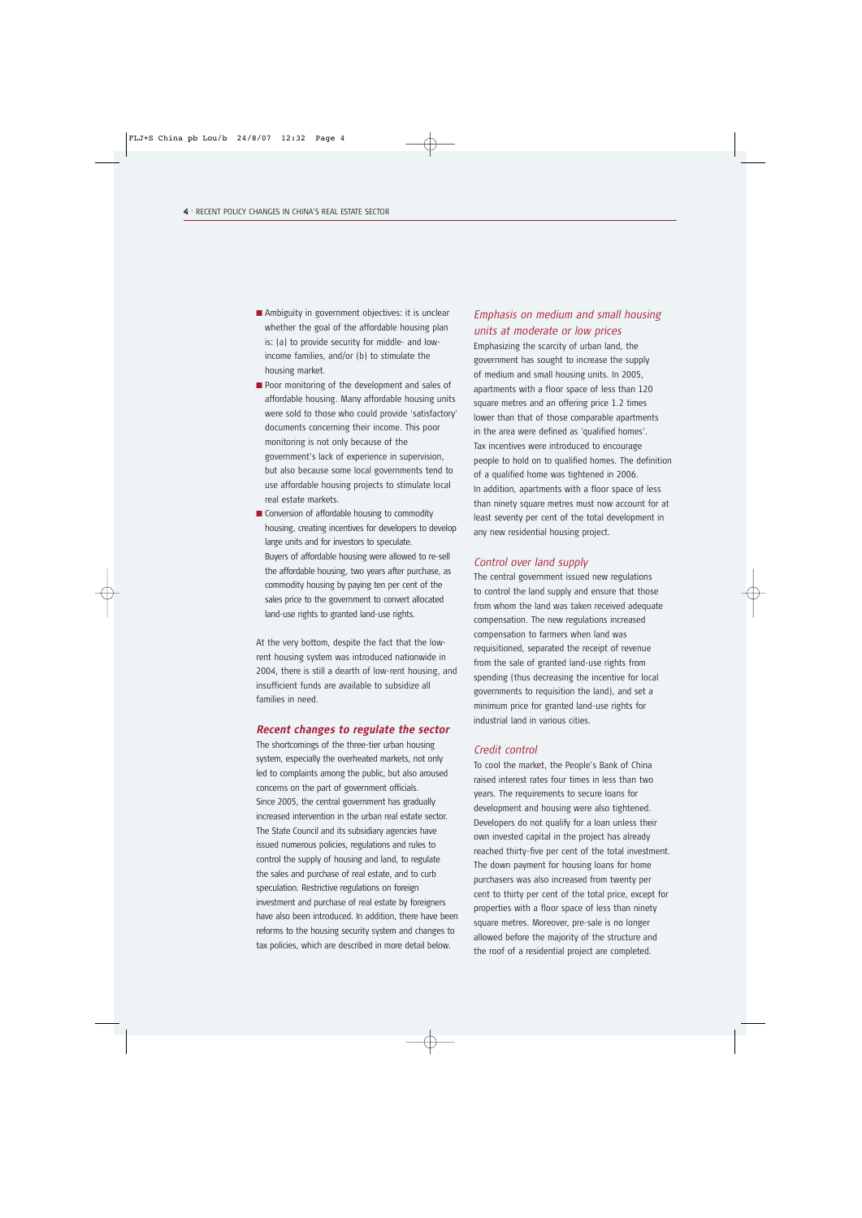- Ambiguity in government objectives: it is unclear whether the goal of the affordable housing plan is: (a) to provide security for middle- and low-income families, and/or (b) to stimulate the housing market.
- Poor monitoring of the development and sales of affordable housing. Many affordable housing units were sold to those who could provide 'satisfactory' documents concerning their income. This poor monitoring is not only because of the government's lack of experience in supervision, but also because some local governments tend to use affordable housing projects to stimulate local real estate markets.
- Conversion of affordable housing to commodity housing, creating incentives for developers to develop large units and for investors to speculate. Buyers of affordable housing were allowed to re-sell the affordable housing, two years after purchase, as commodity housing by paying ten per cent of the sales price to the government to convert allocated land-use rights to granted land-use rights.

At the very bottom, despite the fact that the low-rent housing system was introduced nationwide in 2004, there is still a dearth of low-rent housing, and insufficient funds are available to subsidize all families in need.

## *Recent changes to regulate the sector*

The shortcomings of the three-tier urban housing system, especially the overheated markets, not only led to complaints among the public, but also aroused concerns on the part of government officials. Since 2005, the central government has gradually increased intervention in the urban real estate sector. The State Council and its subsidiary agencies have issued numerous policies, regulations and rules to control the supply of housing and land, to regulate the sales and purchase of real estate, and to curb speculation. Restrictive regulations on foreign investment and purchase of real estate by foreigners have also been introduced. In addition, there have been reforms to the housing security system and changes to tax policies, which are described in more detail below.

### *Emphasis on medium and small housing units at moderate or low prices*

Emphasizing the scarcity of urban land, the government has sought to increase the supply of medium and small housing units. In 2005, apartments with a floor space of less than 120 square metres and an offering price 1.2 times lower than that of those comparable apartments in the area were defined as 'qualified homes'. Tax incentives were introduced to encourage people to hold on to qualified homes. The definition of a qualified home was tightened in 2006. In addition, apartments with a floor space of less than ninety square metres must now account for at least seventy per cent of the total development in any new residential housing project.

### *Control over land supply*

The central government issued new regulations to control the land supply and ensure that those from whom the land was taken received adequate compensation. The new regulations increased compensation to farmers when land was requisitioned, separated the receipt of revenue from the sale of granted land-use rights from spending (thus decreasing the incentive for local governments to requisition the land), and set a minimum price for granted land-use rights for industrial land in various cities.

### *Credit control*

To cool the market, the People's Bank of China raised interest rates four times in less than two years. The requirements to secure loans for development and housing were also tightened. Developers do not qualify for a loan unless their own invested capital in the project has already reached thirty-five per cent of the total investment. The down payment for housing loans for home purchasers was also increased from twenty per cent to thirty per cent of the total price, except for properties with a floor space of less than ninety square metres. Moreover, pre-sale is no longer allowed before the majority of the structure and the roof of a residential project are completed.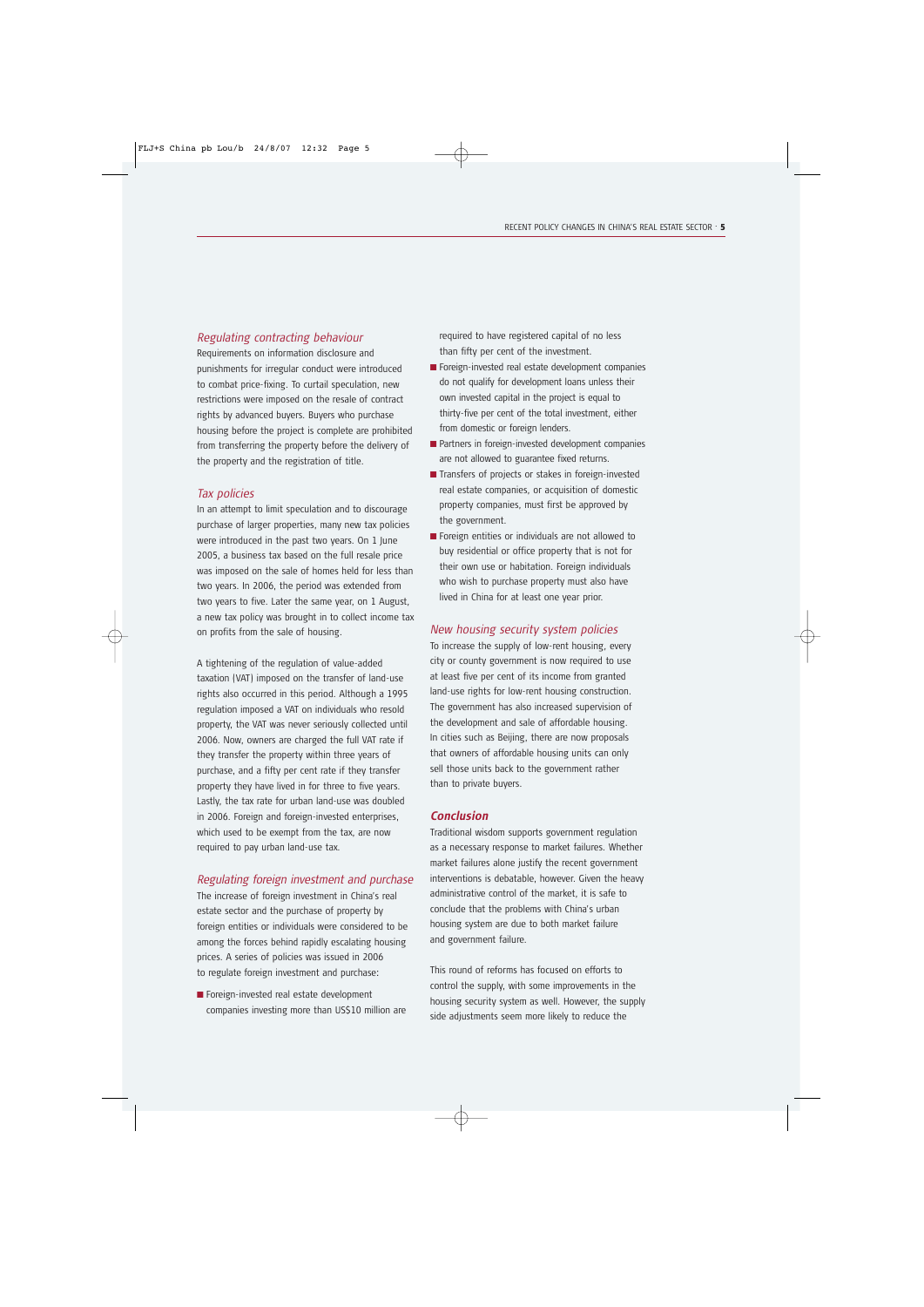### *Regulating contracting behaviour*

Requirements on information disclosure and punishments for irregular conduct were introduced to combat price-fixing. To curtail speculation, new restrictions were imposed on the resale of contract rights by advanced buyers. Buyers who purchase housing before the project is complete are prohibited from transferring the property before the delivery of the property and the registration of title.

### *Tax policies*

In an attempt to limit speculation and to discourage purchase of larger properties, many new tax policies were introduced in the past two years. On 1 June 2005, a business tax based on the full resale price was imposed on the sale of homes held for less than two years. In 2006, the period was extended from two years to five. Later the same year, on 1 August, a new tax policy was brought in to collect income tax on profits from the sale of housing.

A tightening of the regulation of value-added taxation (VAT) imposed on the transfer of land-use rights also occurred in this period. Although a 1995 regulation imposed a VAT on individuals who resold property, the VAT was never seriously collected until 2006. Now, owners are charged the full VAT rate if they transfer the property within three years of purchase, and a fifty per cent rate if they transfer property they have lived in for three to five years. Lastly, the tax rate for urban land-use was doubled in 2006. Foreign and foreign-invested enterprises, which used to be exempt from the tax, are now required to pay urban land-use tax.

### *Regulating foreign investment and purchase*

The increase of foreign investment in China's real estate sector and the purchase of property by foreign entities or individuals were considered to be among the forces behind rapidly escalating housing prices. A series of policies was issued in 2006 to regulate foreign investment and purchase:

- Foreign-invested real estate development companies investing more than US$10 million are required to have registered capital of no less than fifty per cent of the investment.
- Foreign-invested real estate development companies do not qualify for development loans unless their own invested capital in the project is equal to thirty-five per cent of the total investment, either from domestic or foreign lenders.
- Partners in foreign-invested development companies are not allowed to guarantee fixed returns.
- Transfers of projects or stakes in foreign-invested real estate companies, or acquisition of domestic property companies, must first be approved by the government.
- Foreign entities or individuals are not allowed to buy residential or office property that is not for their own use or habitation. Foreign individuals who wish to purchase property must also have lived in China for at least one year prior.

### *New housing security system policies*

To increase the supply of low-rent housing, every city or county government is now required to use at least five per cent of its income from granted land-use rights for low-rent housing construction. The government has also increased supervision of the development and sale of affordable housing. In cities such as Beijing, there are now proposals that owners of affordable housing units can only sell those units back to the government rather than to private buyers.

## ***Conclusion***

Traditional wisdom supports government regulation as a necessary response to market failures. Whether market failures alone justify the recent government interventions is debatable, however. Given the heavy administrative control of the market, it is safe to conclude that the problems with China's urban housing system are due to both market failure and government failure.

This round of reforms has focused on efforts to control the supply, with some improvements in the housing security system as well. However, the supply side adjustments seem more likely to reduce the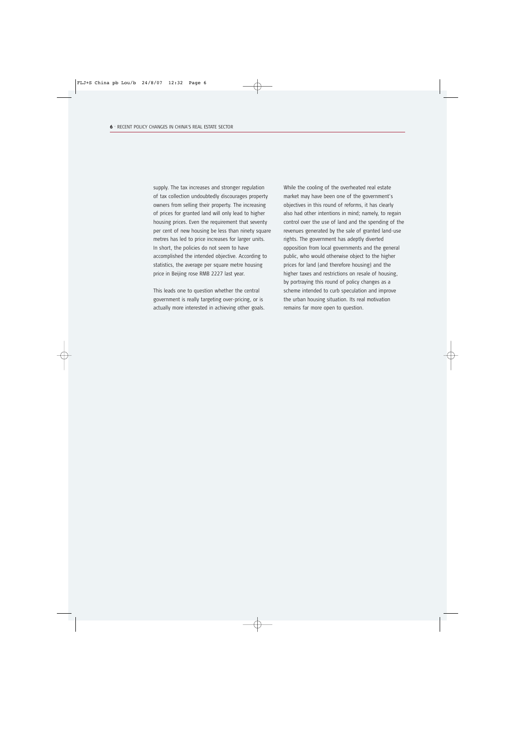supply. The tax increases and stronger regulation of tax collection undoubtedly discourages property owners from selling their property. The increasing of prices for granted land will only lead to higher housing prices. Even the requirement that seventy per cent of new housing be less than ninety square metres has led to price increases for larger units. In short, the policies do not seem to have accomplished the intended objective. According to statistics, the average per square metre housing price in Beijing rose RMB 2227 last year.

This leads one to question whether the central government is really targeting over-pricing, or is actually more interested in achieving other goals.

While the cooling of the overheated real estate market may have been one of the government's objectives in this round of reforms, it has clearly also had other intentions in mind; namely, to regain control over the use of land and the spending of the revenues generated by the sale of granted land-use rights. The government has adeptly diverted opposition from local governments and the general public, who would otherwise object to the higher prices for land (and therefore housing) and the higher taxes and restrictions on resale of housing, by portraying this round of policy changes as a scheme intended to curb speculation and improve the urban housing situation. Its real motivation remains far more open to question.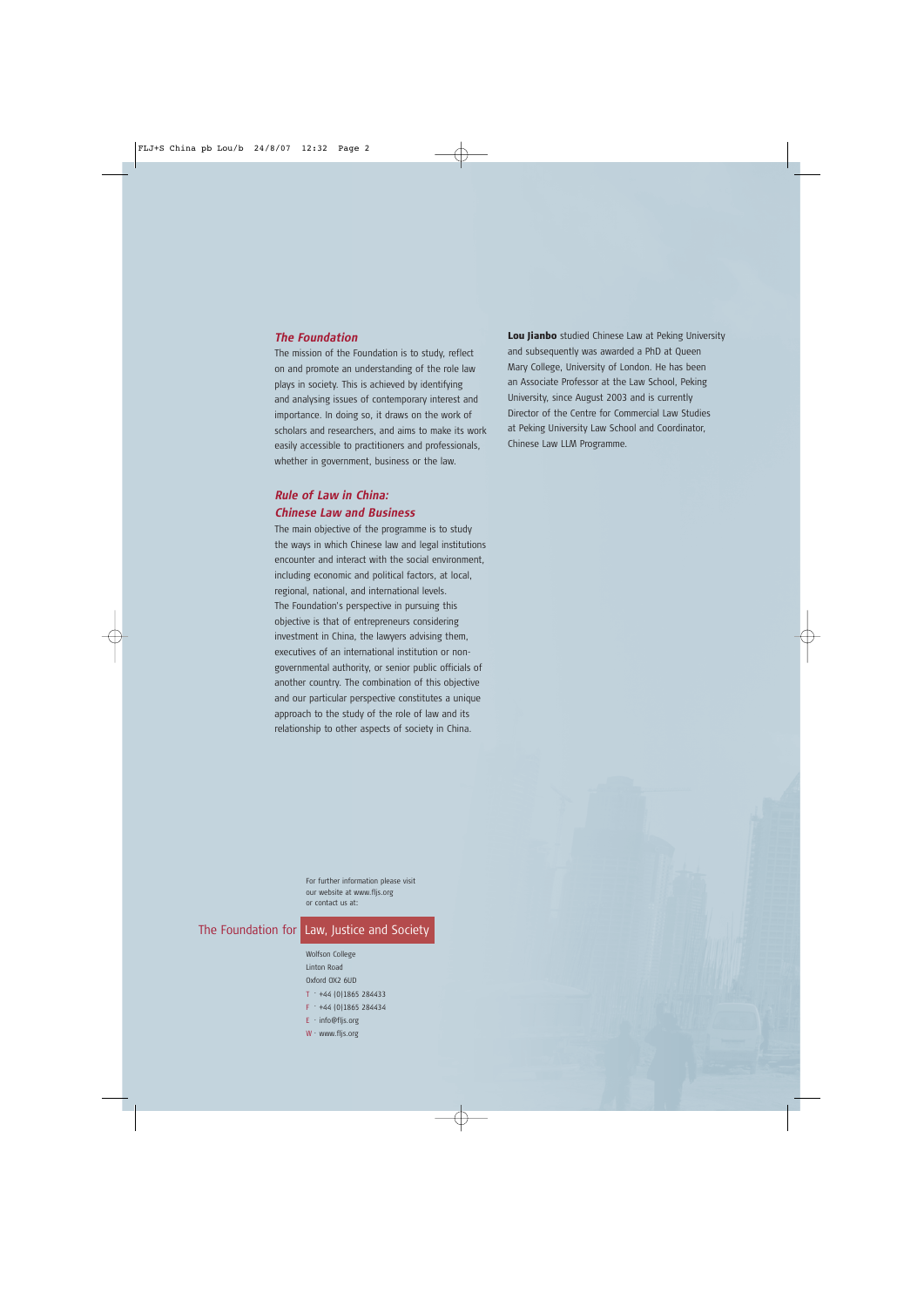### *The Foundation*

The mission of the Foundation is to study, reflect on and promote an understanding of the role law plays in society. This is achieved by identifying and analysing issues of contemporary interest and importance. In doing so, it draws on the work of scholars and researchers, and aims to make its work easily accessible to practitioners and professionals, whether in government, business or the law.

### *Rule of Law in China: Chinese Law and Business*

The main objective of the programme is to study the ways in which Chinese law and legal institutions encounter and interact with the social environment, including economic and political factors, at local, regional, national, and international levels. The Foundation's perspective in pursuing this objective is that of entrepreneurs considering investment in China, the lawyers advising them, executives of an international institution or non-governmental authority, or senior public officials of another country. The combination of this objective and our particular perspective constitutes a unique approach to the study of the role of law and its relationship to other aspects of society in China.

**Lou Jianbo** studied Chinese Law at Peking University and subsequently was awarded a PhD at Queen Mary College, University of London. He has been an Associate Professor at the Law School, Peking University, since August 2003 and is currently Director of the Centre for Commercial Law Studies at Peking University Law School and Coordinator, Chinese Law LLM Programme.

For further information please visit our website at www.fljs.org or contact us at:

The Foundation for Law, Justice and Society

Wolfson College
Linton Road
Oxford OX2 6UD

T · +44 (0)1865 284433
F · +44 (0)1865 284434
E · info@fljs.org
W · www.fljs.org